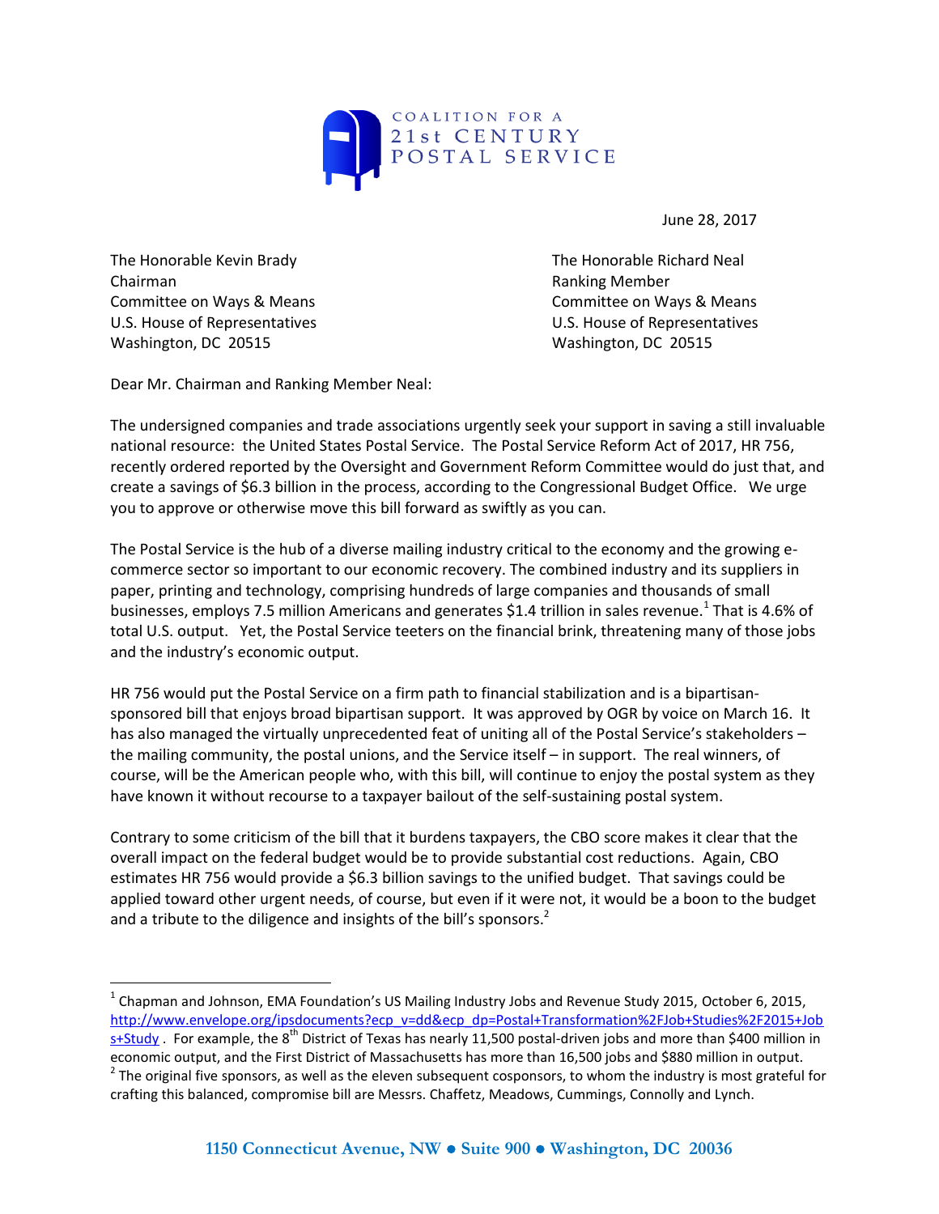COALITION FOR A
21st CENTURY
POSTAL SERVICE

June 28, 2017

The Honorable Kevin Brady
Chairman
Committee on Ways & Means
U.S. House of Representatives
Washington, DC 20515

The Honorable Richard Neal
Ranking Member
Committee on Ways & Means
U.S. House of Representatives
Washington, DC 20515

Dear Mr. Chairman and Ranking Member Neal:

The undersigned companies and trade associations urgently seek your support in saving a still invaluable national resource: the United States Postal Service. The Postal Service Reform Act of 2017, HR 756, recently ordered reported by the Oversight and Government Reform Committee would do just that, and create a savings of $6.3 billion in the process, according to the Congressional Budget Office. We urge you to approve or otherwise move this bill forward as swiftly as you can.

The Postal Service is the hub of a diverse mailing industry critical to the economy and the growing e-commerce sector so important to our economic recovery. The combined industry and its suppliers in paper, printing and technology, comprising hundreds of large companies and thousands of small businesses, employs 7.5 million Americans and generates $1.4 trillion in sales revenue.[1] That is 4.6% of total U.S. output. Yet, the Postal Service teeters on the financial brink, threatening many of those jobs and the industry's economic output.

HR 756 would put the Postal Service on a firm path to financial stabilization and is a bipartisan-sponsored bill that enjoys broad bipartisan support. It was approved by OGR by voice on March 16. It has also managed the virtually unprecedented feat of uniting all of the Postal Service's stakeholders – the mailing community, the postal unions, and the Service itself – in support. The real winners, of course, will be the American people who, with this bill, will continue to enjoy the postal system as they have known it without recourse to a taxpayer bailout of the self-sustaining postal system.

Contrary to some criticism of the bill that it burdens taxpayers, the CBO score makes it clear that the overall impact on the federal budget would be to provide substantial cost reductions. Again, CBO estimates HR 756 would provide a $6.3 billion savings to the unified budget. That savings could be applied toward other urgent needs, of course, but even if it were not, it would be a boon to the budget and a tribute to the diligence and insights of the bill's sponsors.[2]

---

[1] Chapman and Johnson, EMA Foundation's US Mailing Industry Jobs and Revenue Study 2015, October 6, 2015, http://www.envelope.org/ipsdocuments?ecp_v=dd&ecp_dp=Postal+Transformation%2FJob+Studies%2F2015+Jobs+Study . For example, the 8th District of Texas has nearly 11,500 postal-driven jobs and more than $400 million in economic output, and the First District of Massachusetts has more than 16,500 jobs and $880 million in output.

[2] The original five sponsors, as well as the eleven subsequent cosponsors, to whom the industry is most grateful for crafting this balanced, compromise bill are Messrs. Chaffetz, Meadows, Cummings, Connolly and Lynch.

1150 Connecticut Avenue, NW ● Suite 900 ● Washington, DC 20036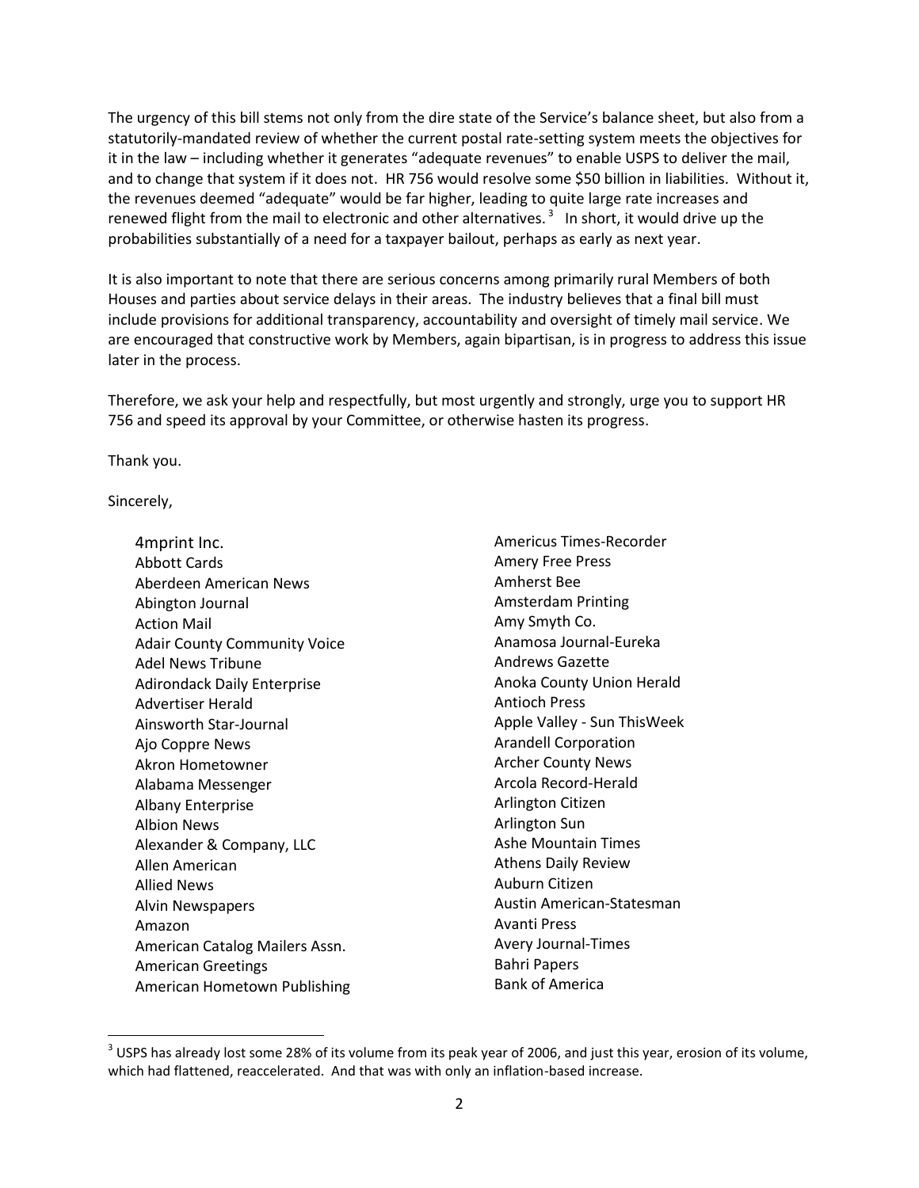The urgency of this bill stems not only from the dire state of the Service's balance sheet, but also from a statutorily-mandated review of whether the current postal rate-setting system meets the objectives for it in the law – including whether it generates "adequate revenues" to enable USPS to deliver the mail, and to change that system if it does not. HR 756 would resolve some $50 billion in liabilities. Without it, the revenues deemed "adequate" would be far higher, leading to quite large rate increases and renewed flight from the mail to electronic and other alternatives.[3] In short, it would drive up the probabilities substantially of a need for a taxpayer bailout, perhaps as early as next year.

It is also important to note that there are serious concerns among primarily rural Members of both Houses and parties about service delays in their areas. The industry believes that a final bill must include provisions for additional transparency, accountability and oversight of timely mail service. We are encouraged that constructive work by Members, again bipartisan, is in progress to address this issue later in the process.

Therefore, we ask your help and respectfully, but most urgently and strongly, urge you to support HR 756 and speed its approval by your Committee, or otherwise hasten its progress.

Thank you.

Sincerely,

4mprint Inc.
Abbott Cards
Aberdeen American News
Abington Journal
Action Mail
Adair County Community Voice
Adel News Tribune
Adirondack Daily Enterprise
Advertiser Herald
Ainsworth Star-Journal
Ajo Coppre News
Akron Hometowner
Alabama Messenger
Albany Enterprise
Albion News
Alexander & Company, LLC
Allen American
Allied News
Alvin Newspapers
Amazon
American Catalog Mailers Assn.
American Greetings
American Hometown Publishing
Americus Times-Recorder
Amery Free Press
Amherst Bee
Amsterdam Printing
Amy Smyth Co.
Anamosa Journal-Eureka
Andrews Gazette
Anoka County Union Herald
Antioch Press
Apple Valley - Sun ThisWeek
Arandell Corporation
Archer County News
Arcola Record-Herald
Arlington Citizen
Arlington Sun
Ashe Mountain Times
Athens Daily Review
Auburn Citizen
Austin American-Statesman
Avanti Press
Avery Journal-Times
Bahri Papers
Bank of America

[3] USPS has already lost some 28% of its volume from its peak year of 2006, and just this year, erosion of its volume, which had flattened, reaccelerated. And that was with only an inflation-based increase.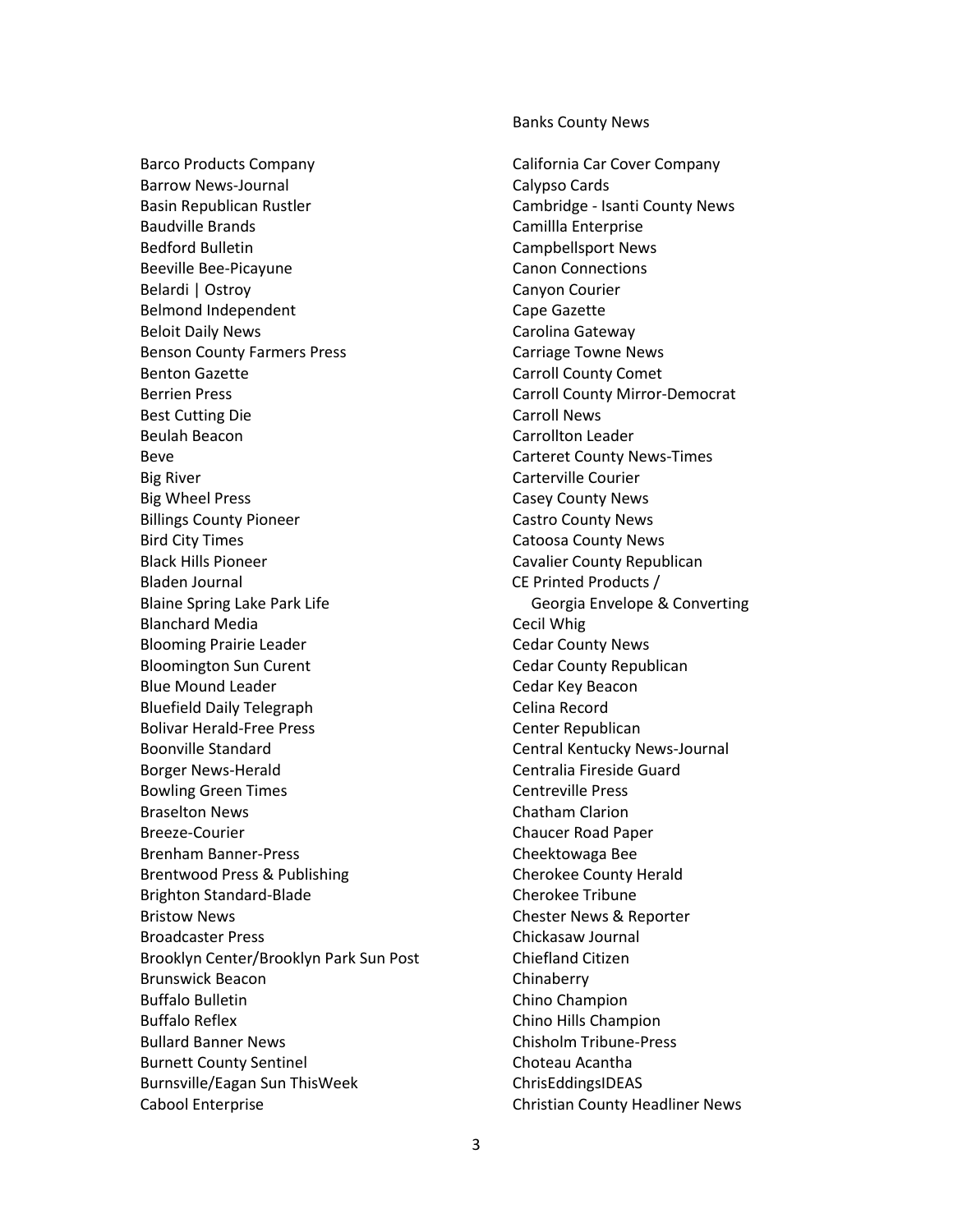Barco Products Company
Barrow News-Journal
Basin Republican Rustler
Baudville Brands
Bedford Bulletin
Beeville Bee-Picayune
Belardi | Ostroy
Belmond Independent
Beloit Daily News
Benson County Farmers Press
Benton Gazette
Berrien Press
Best Cutting Die
Beulah Beacon
Beve
Big River
Big Wheel Press
Billings County Pioneer
Bird City Times
Black Hills Pioneer
Bladen Journal
Blaine Spring Lake Park Life
Blanchard Media
Blooming Prairie Leader
Bloomington Sun Curent
Blue Mound Leader
Bluefield Daily Telegraph
Bolivar Herald-Free Press
Boonville Standard
Borger News-Herald
Bowling Green Times
Braselton News
Breeze-Courier
Brenham Banner-Press
Brentwood Press & Publishing
Brighton Standard-Blade
Bristow News
Broadcaster Press
Brooklyn Center/Brooklyn Park Sun Post
Brunswick Beacon
Buffalo Bulletin
Buffalo Reflex
Bullard Banner News
Burnett County Sentinel
Burnsville/Eagan Sun ThisWeek
Cabool Enterprise

Banks County News

California Car Cover Company
Calypso Cards
Cambridge - Isanti County News
Camillla Enterprise
Campbellsport News
Canon Connections
Canyon Courier
Cape Gazette
Carolina Gateway
Carriage Towne News
Carroll County Comet
Carroll County Mirror-Democrat
Carroll News
Carrollton Leader
Carteret County News-Times
Carterville Courier
Casey County News
Castro County News
Catoosa County News
Cavalier County Republican
CE Printed Products / Georgia Envelope & Converting
Cecil Whig
Cedar County News
Cedar County Republican
Cedar Key Beacon
Celina Record
Center Republican
Central Kentucky News-Journal
Centralia Fireside Guard
Centreville Press
Chatham Clarion
Chaucer Road Paper
Cheektowaga Bee
Cherokee County Herald
Cherokee Tribune
Chester News & Reporter
Chickasaw Journal
Chiefland Citizen
Chinaberry
Chino Champion
Chino Hills Champion
Chisholm Tribune-Press
Choteau Acantha
ChrisEddingsIDEAS
Christian County Headliner News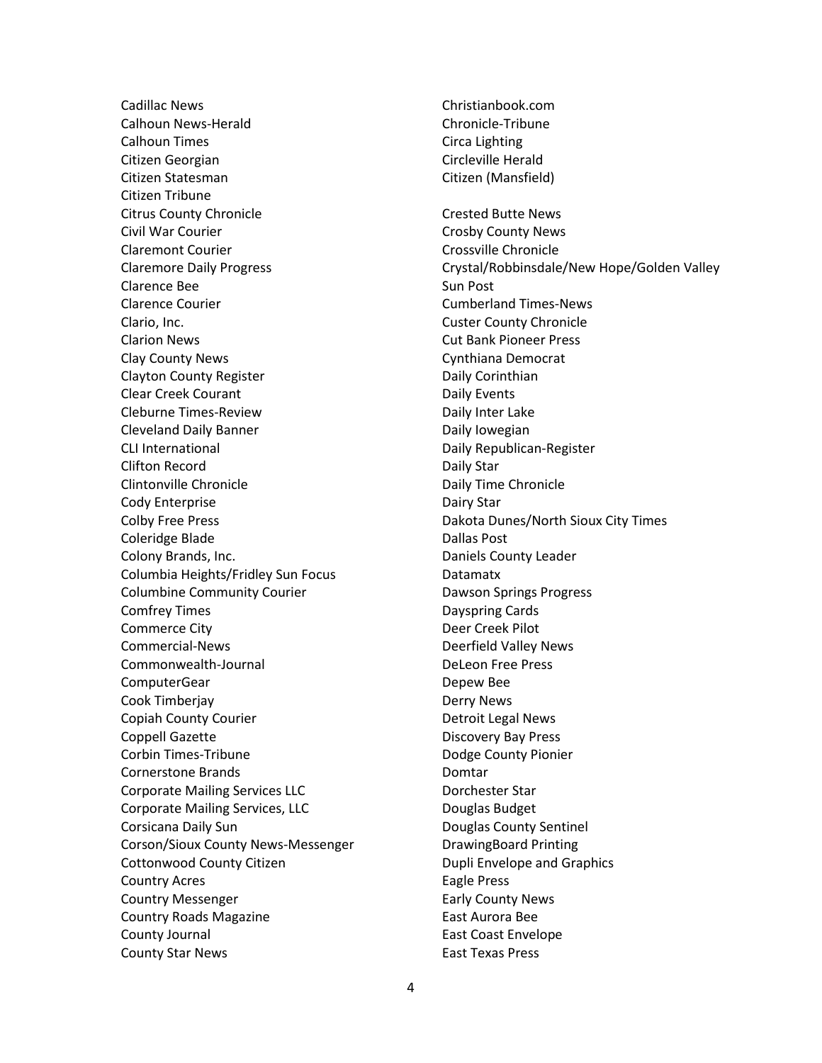Cadillac News
Calhoun News-Herald
Calhoun Times
Citizen Georgian
Citizen Statesman
Citizen Tribune
Citrus County Chronicle
Civil War Courier
Claremont Courier
Claremore Daily Progress
Clarence Bee
Clarence Courier
Clario, Inc.
Clarion News
Clay County News
Clayton County Register
Clear Creek Courant
Cleburne Times-Review
Cleveland Daily Banner
CLI International
Clifton Record
Clintonville Chronicle
Cody Enterprise
Colby Free Press
Coleridge Blade
Colony Brands, Inc.
Columbia Heights/Fridley Sun Focus
Columbine Community Courier
Comfrey Times
Commerce City
Commercial-News
Commonwealth-Journal
ComputerGear
Cook Timberjay
Copiah County Courier
Coppell Gazette
Corbin Times-Tribune
Cornerstone Brands
Corporate Mailing Services LLC
Corporate Mailing Services, LLC
Corsicana Daily Sun
Corson/Sioux County News-Messenger
Cottonwood County Citizen
Country Acres
Country Messenger
Country Roads Magazine
County Journal
County Star News
Christianbook.com
Chronicle-Tribune
Circa Lighting
Circleville Herald
Citizen (Mansfield)

Crested Butte News
Crosby County News
Crossville Chronicle
Crystal/Robbinsdale/New Hope/Golden Valley Sun Post
Cumberland Times-News
Custer County Chronicle
Cut Bank Pioneer Press
Cynthiana Democrat
Daily Corinthian
Daily Events
Daily Inter Lake
Daily Iowegian
Daily Republican-Register
Daily Star
Daily Time Chronicle
Dairy Star
Dakota Dunes/North Sioux City Times
Dallas Post
Daniels County Leader
Datamatx
Dawson Springs Progress
Dayspring Cards
Deer Creek Pilot
Deerfield Valley News
DeLeon Free Press
Depew Bee
Derry News
Detroit Legal News
Discovery Bay Press
Dodge County Pionier
Domtar
Dorchester Star
Douglas Budget
Douglas County Sentinel
DrawingBoard Printing
Dupli Envelope and Graphics
Eagle Press
Early County News
East Aurora Bee
East Coast Envelope
East Texas Press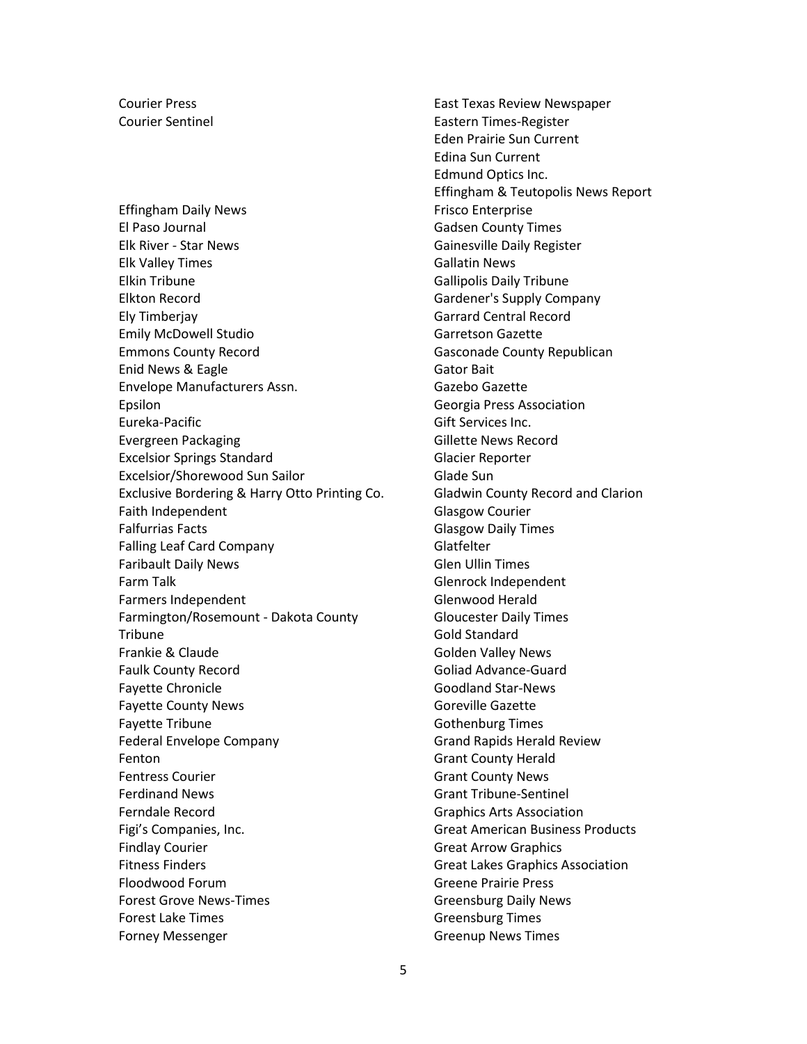Courier Press
Courier Sentinel

Effingham Daily News
El Paso Journal
Elk River - Star News
Elk Valley Times
Elkin Tribune
Elkton Record
Ely Timberjay
Emily McDowell Studio
Emmons County Record
Enid News & Eagle
Envelope Manufacturers Assn.
Epsilon
Eureka-Pacific
Evergreen Packaging
Excelsior Springs Standard
Excelsior/Shorewood Sun Sailor
Exclusive Bordering & Harry Otto Printing Co.
Faith Independent
Falfurrias Facts
Falling Leaf Card Company
Faribault Daily News
Farm Talk
Farmers Independent
Farmington/Rosemount - Dakota County Tribune
Frankie & Claude
Faulk County Record
Fayette Chronicle
Fayette County News
Fayette Tribune
Federal Envelope Company
Fenton
Fentress Courier
Ferdinand News
Ferndale Record
Figi's Companies, Inc.
Findlay Courier
Fitness Finders
Floodwood Forum
Forest Grove News-Times
Forest Lake Times
Forney Messenger

East Texas Review Newspaper
Eastern Times-Register
Eden Prairie Sun Current
Edina Sun Current
Edmund Optics Inc.
Effingham & Teutopolis News Report
Frisco Enterprise
Gadsen County Times
Gainesville Daily Register
Gallatin News
Gallipolis Daily Tribune
Gardener's Supply Company
Garrard Central Record
Garretson Gazette
Gasconade County Republican
Gator Bait
Gazebo Gazette
Georgia Press Association
Gift Services Inc.
Gillette News Record
Glacier Reporter
Glade Sun
Gladwin County Record and Clarion
Glasgow Courier
Glasgow Daily Times
Glatfelter
Glen Ullin Times
Glenrock Independent
Glenwood Herald
Gloucester Daily Times
Gold Standard
Golden Valley News
Goliad Advance-Guard
Goodland Star-News
Goreville Gazette
Gothenburg Times
Grand Rapids Herald Review
Grant County Herald
Grant County News
Grant Tribune-Sentinel
Graphics Arts Association
Great American Business Products
Great Arrow Graphics
Great Lakes Graphics Association
Greene Prairie Press
Greensburg Daily News
Greensburg Times
Greenup News Times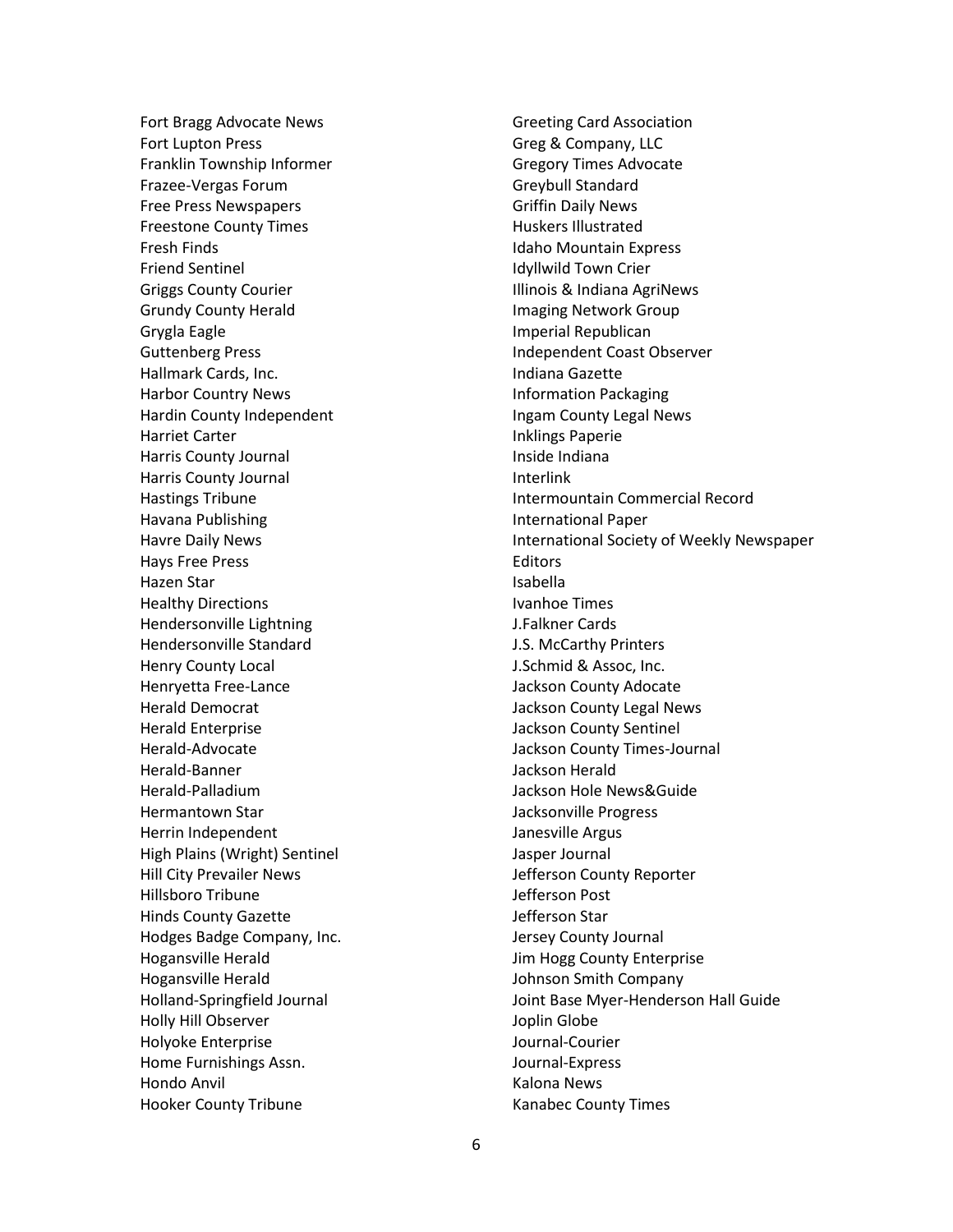Fort Bragg Advocate News
Fort Lupton Press
Franklin Township Informer
Frazee-Vergas Forum
Free Press Newspapers
Freestone County Times
Fresh Finds
Friend Sentinel
Griggs County Courier
Grundy County Herald
Grygla Eagle
Guttenberg Press
Hallmark Cards, Inc.
Harbor Country News
Hardin County Independent
Harriet Carter
Harris County Journal
Harris County Journal
Hastings Tribune
Havana Publishing
Havre Daily News
Hays Free Press
Hazen Star
Healthy Directions
Hendersonville Lightning
Hendersonville Standard
Henry County Local
Henryetta Free-Lance
Herald Democrat
Herald Enterprise
Herald-Advocate
Herald-Banner
Herald-Palladium
Hermantown Star
Herrin Independent
High Plains (Wright) Sentinel
Hill City Prevailer News
Hillsboro Tribune
Hinds County Gazette
Hodges Badge Company, Inc.
Hogansville Herald
Hogansville Herald
Holland-Springfield Journal
Holly Hill Observer
Holyoke Enterprise
Home Furnishings Assn.
Hondo Anvil
Hooker County Tribune
Greeting Card Association
Greg & Company, LLC
Gregory Times Advocate
Greybull Standard
Griffin Daily News
Huskers Illustrated
Idaho Mountain Express
Idyllwild Town Crier
Illinois & Indiana AgriNews
Imaging Network Group
Imperial Republican
Independent Coast Observer
Indiana Gazette
Information Packaging
Ingam County Legal News
Inklings Paperie
Inside Indiana
Interlink
Intermountain Commercial Record
International Paper
International Society of Weekly Newspaper Editors
Isabella
Ivanhoe Times
J.Falkner Cards
J.S. McCarthy Printers
J.Schmid & Assoc, Inc.
Jackson County Adocate
Jackson County Legal News
Jackson County Sentinel
Jackson County Times-Journal
Jackson Herald
Jackson Hole News&Guide
Jacksonville Progress
Janesville Argus
Jasper Journal
Jefferson County Reporter
Jefferson Post
Jefferson Star
Jersey County Journal
Jim Hogg County Enterprise
Johnson Smith Company
Joint Base Myer-Henderson Hall Guide
Joplin Globe
Journal-Courier
Journal-Express
Kalona News
Kanabec County Times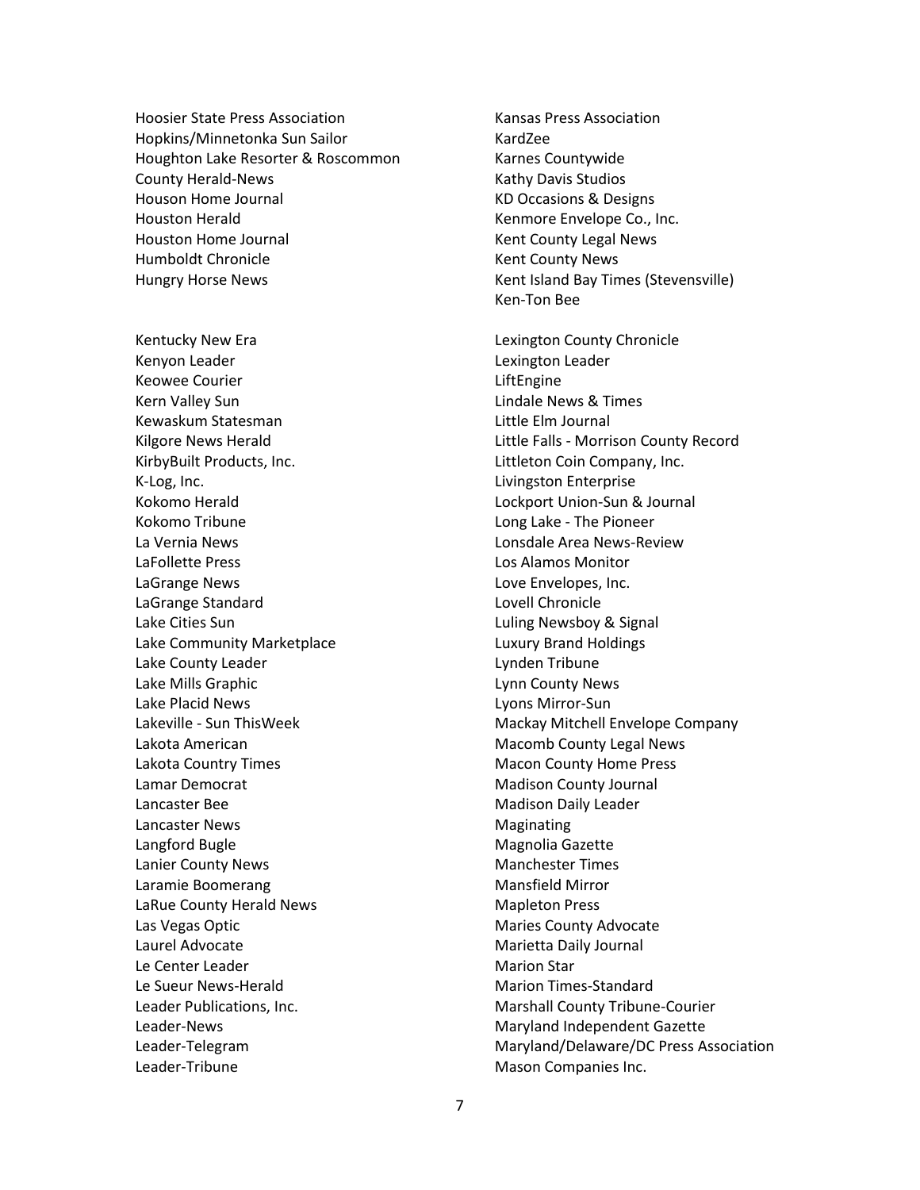Hoosier State Press Association
Hopkins/Minnetonka Sun Sailor
Houghton Lake Resorter & Roscommon County Herald-News
Houson Home Journal
Houston Herald
Houston Home Journal
Humboldt Chronicle
Hungry Horse News

Kansas Press Association
KardZee
Karnes Countywide
Kathy Davis Studios
KD Occasions & Designs
Kenmore Envelope Co., Inc.
Kent County Legal News
Kent County News
Kent Island Bay Times (Stevensville)
Ken-Ton Bee

Kentucky New Era
Kenyon Leader
Keowee Courier
Kern Valley Sun
Kewaskum Statesman
Kilgore News Herald
KirbyBuilt Products, Inc.
K-Log, Inc.
Kokomo Herald
Kokomo Tribune
La Vernia News
LaFollette Press
LaGrange News
LaGrange Standard
Lake Cities Sun
Lake Community Marketplace
Lake County Leader
Lake Mills Graphic
Lake Placid News
Lakeville - Sun ThisWeek
Lakota American
Lakota Country Times
Lamar Democrat
Lancaster Bee
Lancaster News
Langford Bugle
Lanier County News
Laramie Boomerang
LaRue County Herald News
Las Vegas Optic
Laurel Advocate
Le Center Leader
Le Sueur News-Herald
Leader Publications, Inc.
Leader-News
Leader-Telegram
Leader-Tribune

Lexington County Chronicle
Lexington Leader
LiftEngine
Lindale News & Times
Little Elm Journal
Little Falls - Morrison County Record
Littleton Coin Company, Inc.
Livingston Enterprise
Lockport Union-Sun & Journal
Long Lake - The Pioneer
Lonsdale Area News-Review
Los Alamos Monitor
Love Envelopes, Inc.
Lovell Chronicle
Luling Newsboy & Signal
Luxury Brand Holdings
Lynden Tribune
Lynn County News
Lyons Mirror-Sun
Mackay Mitchell Envelope Company
Macomb County Legal News
Macon County Home Press
Madison County Journal
Madison Daily Leader
Maginating
Magnolia Gazette
Manchester Times
Mansfield Mirror
Mapleton Press
Maries County Advocate
Marietta Daily Journal
Marion Star
Marion Times-Standard
Marshall County Tribune-Courier
Maryland Independent Gazette
Maryland/Delaware/DC Press Association
Mason Companies Inc.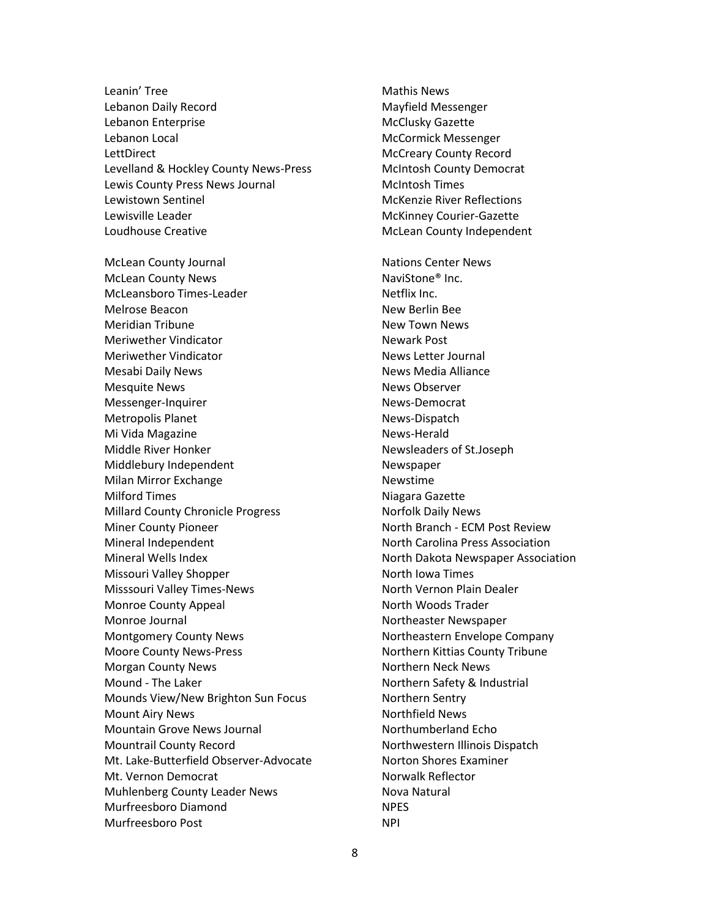Leanin' Tree
Lebanon Daily Record
Lebanon Enterprise
Lebanon Local
LettDirect
Levelland & Hockley County News-Press
Lewis County Press News Journal
Lewistown Sentinel
Lewisville Leader
Loudhouse Creative

McLean County Journal
McLean County News
McLeansboro Times-Leader
Melrose Beacon
Meridian Tribune
Meriwether Vindicator
Meriwether Vindicator
Mesabi Daily News
Mesquite News
Messenger-Inquirer
Metropolis Planet
Mi Vida Magazine
Middle River Honker
Middlebury Independent
Milan Mirror Exchange
Milford Times
Millard County Chronicle Progress
Miner County Pioneer
Mineral Independent
Mineral Wells Index
Missouri Valley Shopper
Misssouri Valley Times-News
Monroe County Appeal
Monroe Journal
Montgomery County News
Moore County News-Press
Morgan County News
Mound - The Laker
Mounds View/New Brighton Sun Focus
Mount Airy News
Mountain Grove News Journal
Mountrail County Record
Mt. Lake-Butterfield Observer-Advocate
Mt. Vernon Democrat
Muhlenberg County Leader News
Murfreesboro Diamond
Murfreesboro Post

Mathis News
Mayfield Messenger
McClusky Gazette
McCormick Messenger
McCreary County Record
McIntosh County Democrat
McIntosh Times
McKenzie River Reflections
McKinney Courier-Gazette
McLean County Independent

Nations Center News
NaviStone® Inc.
Netflix Inc.
New Berlin Bee
New Town News
Newark Post
News Letter Journal
News Media Alliance
News Observer
News-Democrat
News-Dispatch
News-Herald
Newsleaders of St.Joseph
Newspaper
Newstime
Niagara Gazette
Norfolk Daily News
North Branch - ECM Post Review
North Carolina Press Association
North Dakota Newspaper Association
North Iowa Times
North Vernon Plain Dealer
North Woods Trader
Northeaster Newspaper
Northeastern Envelope Company
Northern Kittias County Tribune
Northern Neck News
Northern Safety & Industrial
Northern Sentry
Northfield News
Northumberland Echo
Northwestern Illinois Dispatch
Norton Shores Examiner
Norwalk Reflector
Nova Natural
NPES
NPI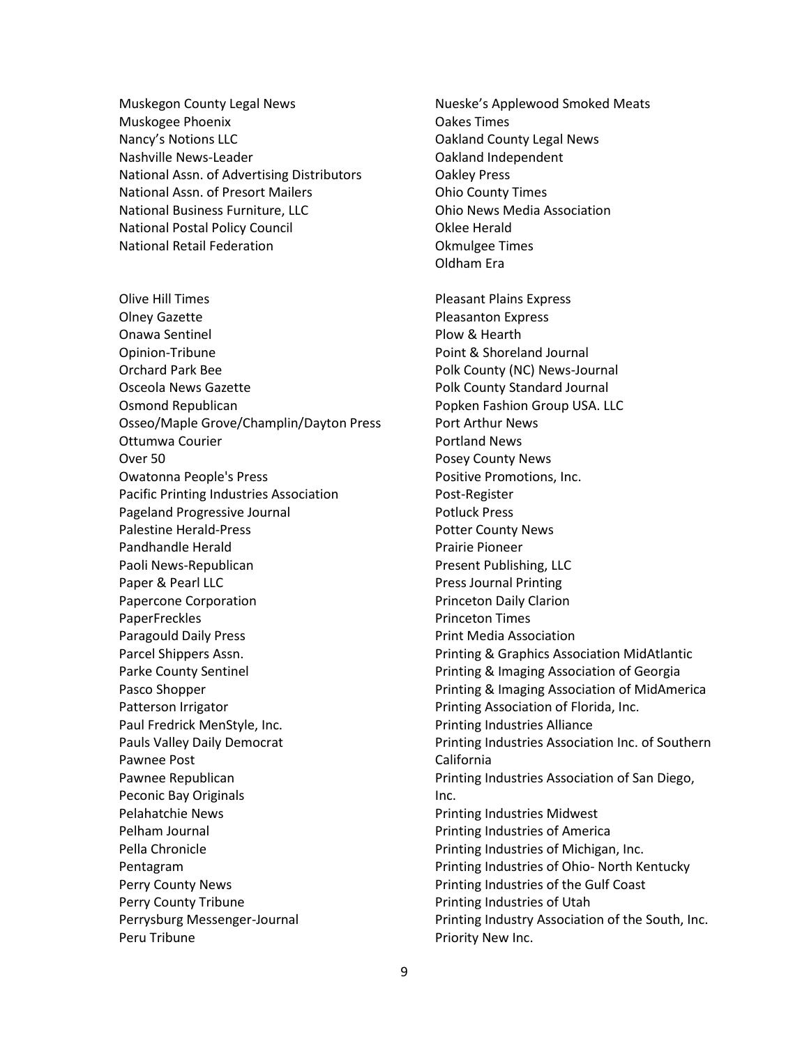Muskegon County Legal News
Muskogee Phoenix
Nancy's Notions LLC
Nashville News-Leader
National Assn. of Advertising Distributors
National Assn. of Presort Mailers
National Business Furniture, LLC
National Postal Policy Council
National Retail Federation

Nueske's Applewood Smoked Meats
Oakes Times
Oakland County Legal News
Oakland Independent
Oakley Press
Ohio County Times
Ohio News Media Association
Oklee Herald
Okmulgee Times
Oldham Era

Olive Hill Times
Olney Gazette
Onawa Sentinel
Opinion-Tribune
Orchard Park Bee
Osceola News Gazette
Osmond Republican
Osseo/Maple Grove/Champlin/Dayton Press
Ottumwa Courier
Over 50
Owatonna People's Press
Pacific Printing Industries Association
Pageland Progressive Journal
Palestine Herald-Press
Pandhandle Herald
Paoli News-Republican
Paper & Pearl LLC
Papercone Corporation
PaperFreckles
Paragould Daily Press
Parcel Shippers Assn.
Parke County Sentinel
Pasco Shopper
Patterson Irrigator
Paul Fredrick MenStyle, Inc.
Pauls Valley Daily Democrat
Pawnee Post
Pawnee Republican
Peconic Bay Originals
Pelahatchie News
Pelham Journal
Pella Chronicle
Pentagram
Perry County News
Perry County Tribune
Perrysburg Messenger-Journal
Peru Tribune

Pleasant Plains Express
Pleasanton Express
Plow & Hearth
Point & Shoreland Journal
Polk County (NC) News-Journal
Polk County Standard Journal
Popken Fashion Group USA. LLC
Port Arthur News
Portland News
Posey County News
Positive Promotions, Inc.
Post-Register
Potluck Press
Potter County News
Prairie Pioneer
Present Publishing, LLC
Press Journal Printing
Princeton Daily Clarion
Princeton Times
Print Media Association
Printing & Graphics Association MidAtlantic
Printing & Imaging Association of Georgia
Printing & Imaging Association of MidAmerica
Printing Association of Florida, Inc.
Printing Industries Alliance
Printing Industries Association Inc. of Southern California
Printing Industries Association of San Diego, Inc.
Printing Industries Midwest
Printing Industries of America
Printing Industries of Michigan, Inc.
Printing Industries of Ohio- North Kentucky
Printing Industries of the Gulf Coast
Printing Industries of Utah
Printing Industry Association of the South, Inc.
Priority New Inc.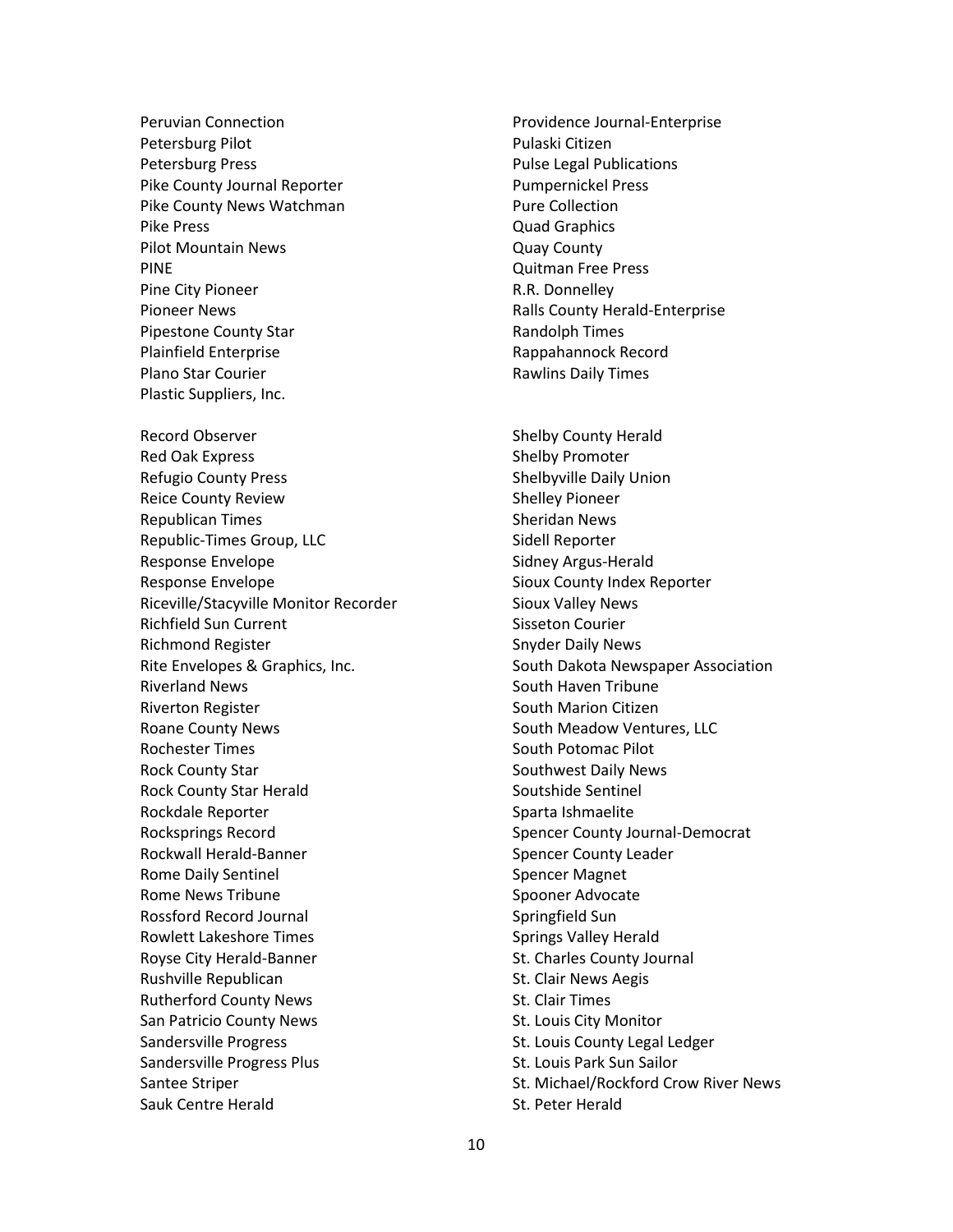Peruvian Connection
Petersburg Pilot
Petersburg Press
Pike County Journal Reporter
Pike County News Watchman
Pike Press
Pilot Mountain News
PINE
Pine City Pioneer
Pioneer News
Pipestone County Star
Plainfield Enterprise
Plano Star Courier
Plastic Suppliers, Inc.

Providence Journal-Enterprise
Pulaski Citizen
Pulse Legal Publications
Pumpernickel Press
Pure Collection
Quad Graphics
Quay County
Quitman Free Press
R.R. Donnelley
Ralls County Herald-Enterprise
Randolph Times
Rappahannock Record
Rawlins Daily Times

Record Observer
Red Oak Express
Refugio County Press
Reice County Review
Republican Times
Republic-Times Group, LLC
Response Envelope
Response Envelope
Riceville/Stacyville Monitor Recorder
Richfield Sun Current
Richmond Register
Rite Envelopes & Graphics, Inc.
Riverland News
Riverton Register
Roane County News
Rochester Times
Rock County Star
Rock County Star Herald
Rockdale Reporter
Rocksprings Record
Rockwall Herald-Banner
Rome Daily Sentinel
Rome News Tribune
Rossford Record Journal
Rowlett Lakeshore Times
Royse City Herald-Banner
Rushville Republican
Rutherford County News
San Patricio County News
Sandersville Progress
Sandersville Progress Plus
Santee Striper
Sauk Centre Herald

Shelby County Herald
Shelby Promoter
Shelbyville Daily Union
Shelley Pioneer
Sheridan News
Sidell Reporter
Sidney Argus-Herald
Sioux County Index Reporter
Sioux Valley News
Sisseton Courier
Snyder Daily News
South Dakota Newspaper Association
South Haven Tribune
South Marion Citizen
South Meadow Ventures, LLC
South Potomac Pilot
Southwest Daily News
Soutshide Sentinel
Sparta Ishmaelite
Spencer County Journal-Democrat
Spencer County Leader
Spencer Magnet
Spooner Advocate
Springfield Sun
Springs Valley Herald
St. Charles County Journal
St. Clair News Aegis
St. Clair Times
St. Louis City Monitor
St. Louis County Legal Ledger
St. Louis Park Sun Sailor
St. Michael/Rockford Crow River News
St. Peter Herald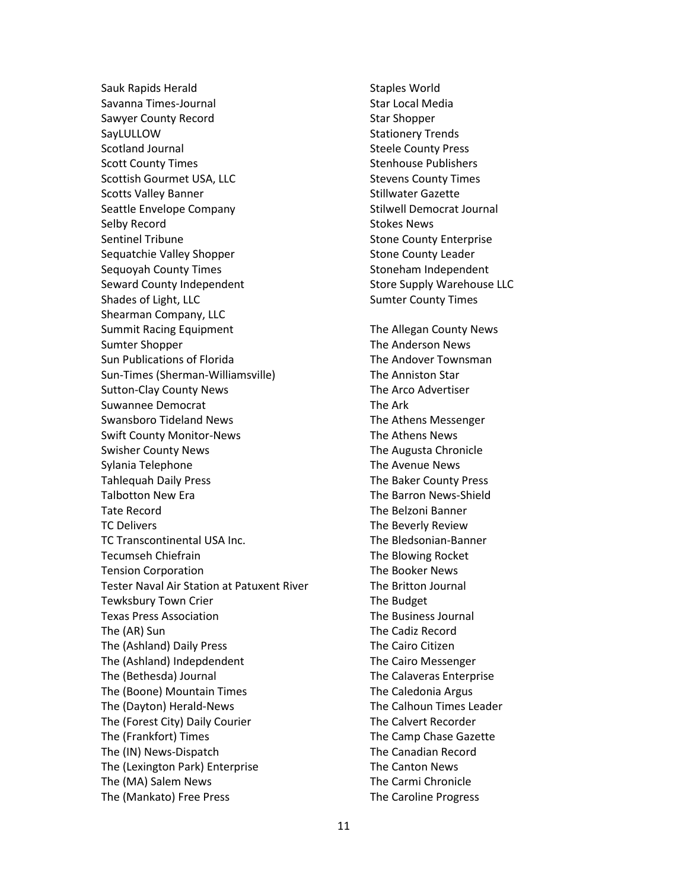Sauk Rapids Herald
Savanna Times-Journal
Sawyer County Record
SayLULLOW
Scotland Journal
Scott County Times
Scottish Gourmet USA, LLC
Scotts Valley Banner
Seattle Envelope Company
Selby Record
Sentinel Tribune
Sequatchie Valley Shopper
Sequoyah County Times
Seward County Independent
Shades of Light, LLC
Shearman Company, LLC
Summit Racing Equipment
Sumter Shopper
Sun Publications of Florida
Sun-Times (Sherman-Williamsville)
Sutton-Clay County News
Suwannee Democrat
Swansboro Tideland News
Swift County Monitor-News
Swisher County News
Sylania Telephone
Tahlequah Daily Press
Talbotton New Era
Tate Record
TC Delivers
TC Transcontinental USA Inc.
Tecumseh Chiefrain
Tension Corporation
Tester Naval Air Station at Patuxent River
Tewksbury Town Crier
Texas Press Association
The (AR) Sun
The (Ashland) Daily Press
The (Ashland) Indepdendent
The (Bethesda) Journal
The (Boone) Mountain Times
The (Dayton) Herald-News
The (Forest City) Daily Courier
The (Frankfort) Times
The (IN) News-Dispatch
The (Lexington Park) Enterprise
The (MA) Salem News
The (Mankato) Free Press
Staples World
Star Local Media
Star Shopper
Stationery Trends
Steele County Press
Stenhouse Publishers
Stevens County Times
Stillwater Gazette
Stilwell Democrat Journal
Stokes News
Stone County Enterprise
Stone County Leader
Stoneham Independent
Store Supply Warehouse LLC
Sumter County Times

The Allegan County News
The Anderson News
The Andover Townsman
The Anniston Star
The Arco Advertiser
The Ark
The Athens Messenger
The Athens News
The Augusta Chronicle
The Avenue News
The Baker County Press
The Barron News-Shield
The Belzoni Banner
The Beverly Review
The Bledsonian-Banner
The Blowing Rocket
The Booker News
The Britton Journal
The Budget
The Business Journal
The Cadiz Record
The Cairo Citizen
The Cairo Messenger
The Calaveras Enterprise
The Caledonia Argus
The Calhoun Times Leader
The Calvert Recorder
The Camp Chase Gazette
The Canadian Record
The Canton News
The Carmi Chronicle
The Caroline Progress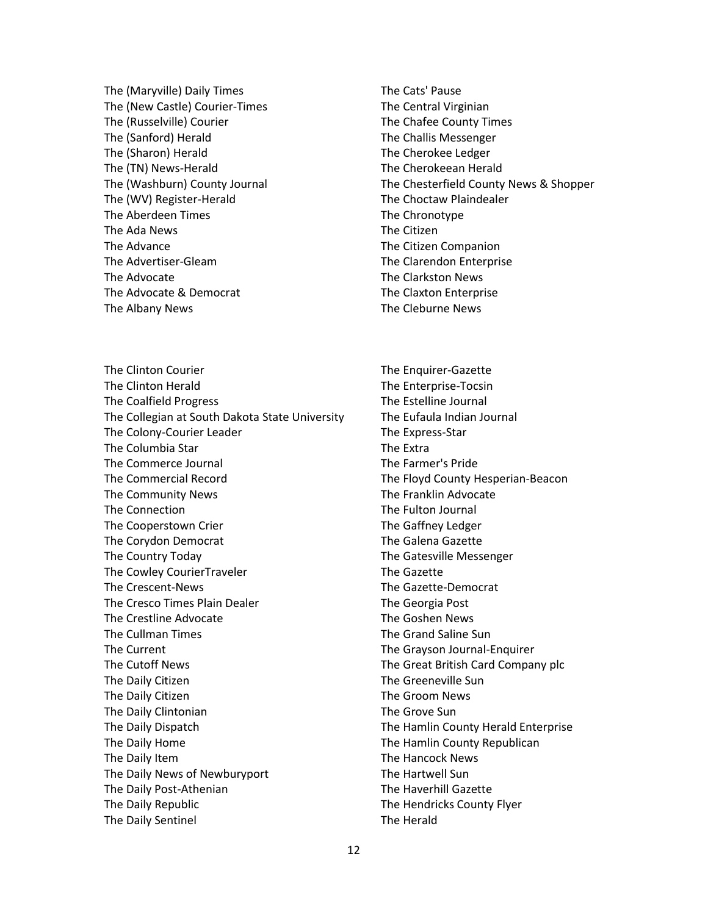The (Maryville) Daily Times
The (New Castle) Courier-Times
The (Russelville) Courier
The (Sanford) Herald
The (Sharon) Herald
The (TN) News-Herald
The (Washburn) County Journal
The (WV) Register-Herald
The Aberdeen Times
The Ada News
The Advance
The Advertiser-Gleam
The Advocate
The Advocate & Democrat
The Albany News

The Cats' Pause
The Central Virginian
The Chafee County Times
The Challis Messenger
The Cherokee Ledger
The Cherokeean Herald
The Chesterfield County News & Shopper
The Choctaw Plaindealer
The Chronotype
The Citizen
The Citizen Companion
The Clarendon Enterprise
The Clarkston News
The Claxton Enterprise
The Cleburne News

The Clinton Courier
The Clinton Herald
The Coalfield Progress
The Collegian at South Dakota State University
The Colony-Courier Leader
The Columbia Star
The Commerce Journal
The Commercial Record
The Community News
The Connection
The Cooperstown Crier
The Corydon Democrat
The Country Today
The Cowley CourierTraveler
The Crescent-News
The Cresco Times Plain Dealer
The Crestline Advocate
The Cullman Times
The Current
The Cutoff News
The Daily Citizen
The Daily Citizen
The Daily Clintonian
The Daily Dispatch
The Daily Home
The Daily Item
The Daily News of Newburyport
The Daily Post-Athenian
The Daily Republic
The Daily Sentinel

The Enquirer-Gazette
The Enterprise-Tocsin
The Estelline Journal
The Eufaula Indian Journal
The Express-Star
The Extra
The Farmer's Pride
The Floyd County Hesperian-Beacon
The Franklin Advocate
The Fulton Journal
The Gaffney Ledger
The Galena Gazette
The Gatesville Messenger
The Gazette
The Gazette-Democrat
The Georgia Post
The Goshen News
The Grand Saline Sun
The Grayson Journal-Enquirer
The Great British Card Company plc
The Greeneville Sun
The Groom News
The Grove Sun
The Hamlin County Herald Enterprise
The Hamlin County Republican
The Hancock News
The Hartwell Sun
The Haverhill Gazette
The Hendricks County Flyer
The Herald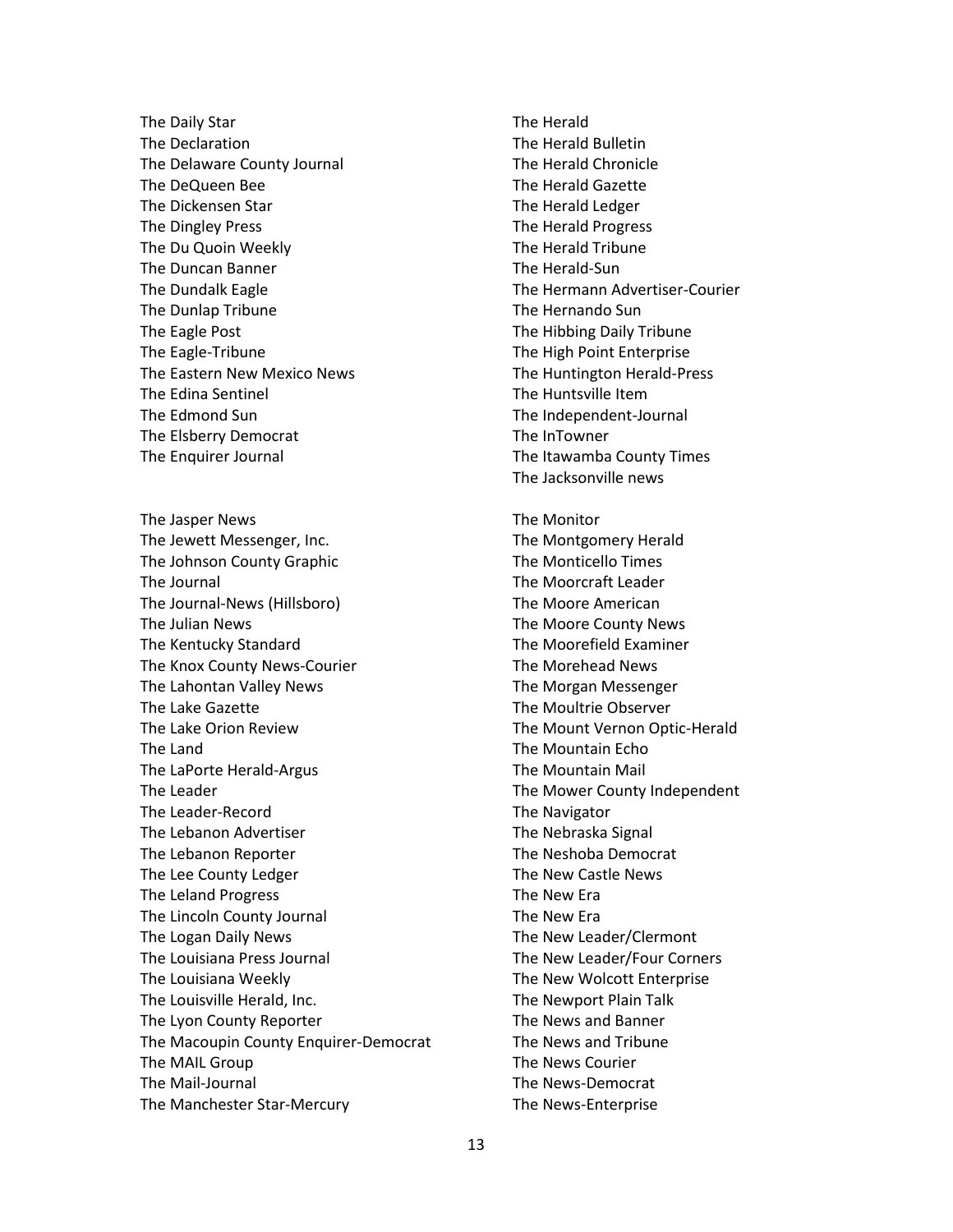The Daily Star
The Declaration
The Delaware County Journal
The DeQueen Bee
The Dickensen Star
The Dingley Press
The Du Quoin Weekly
The Duncan Banner
The Dundalk Eagle
The Dunlap Tribune
The Eagle Post
The Eagle-Tribune
The Eastern New Mexico News
The Edina Sentinel
The Edmond Sun
The Elsberry Democrat
The Enquirer Journal

The Herald
The Herald Bulletin
The Herald Chronicle
The Herald Gazette
The Herald Ledger
The Herald Progress
The Herald Tribune
The Herald-Sun
The Hermann Advertiser-Courier
The Hernando Sun
The Hibbing Daily Tribune
The High Point Enterprise
The Huntington Herald-Press
The Huntsville Item
The Independent-Journal
The InTowner
The Itawamba County Times
The Jacksonville news

The Jasper News
The Jewett Messenger, Inc.
The Johnson County Graphic
The Journal
The Journal-News (Hillsboro)
The Julian News
The Kentucky Standard
The Knox County News-Courier
The Lahontan Valley News
The Lake Gazette
The Lake Orion Review
The Land
The LaPorte Herald-Argus
The Leader
The Leader-Record
The Lebanon Advertiser
The Lebanon Reporter
The Lee County Ledger
The Leland Progress
The Lincoln County Journal
The Logan Daily News
The Louisiana Press Journal
The Louisiana Weekly
The Louisville Herald, Inc.
The Lyon County Reporter
The Macoupin County Enquirer-Democrat
The MAIL Group
The Mail-Journal
The Manchester Star-Mercury

The Monitor
The Montgomery Herald
The Monticello Times
The Moorcraft Leader
The Moore American
The Moore County News
The Moorefield Examiner
The Morehead News
The Morgan Messenger
The Moultrie Observer
The Mount Vernon Optic-Herald
The Mountain Echo
The Mountain Mail
The Mower County Independent
The Navigator
The Nebraska Signal
The Neshoba Democrat
The New Castle News
The New Era
The New Era
The New Leader/Clermont
The New Leader/Four Corners
The New Wolcott Enterprise
The Newport Plain Talk
The News and Banner
The News and Tribune
The News Courier
The News-Democrat
The News-Enterprise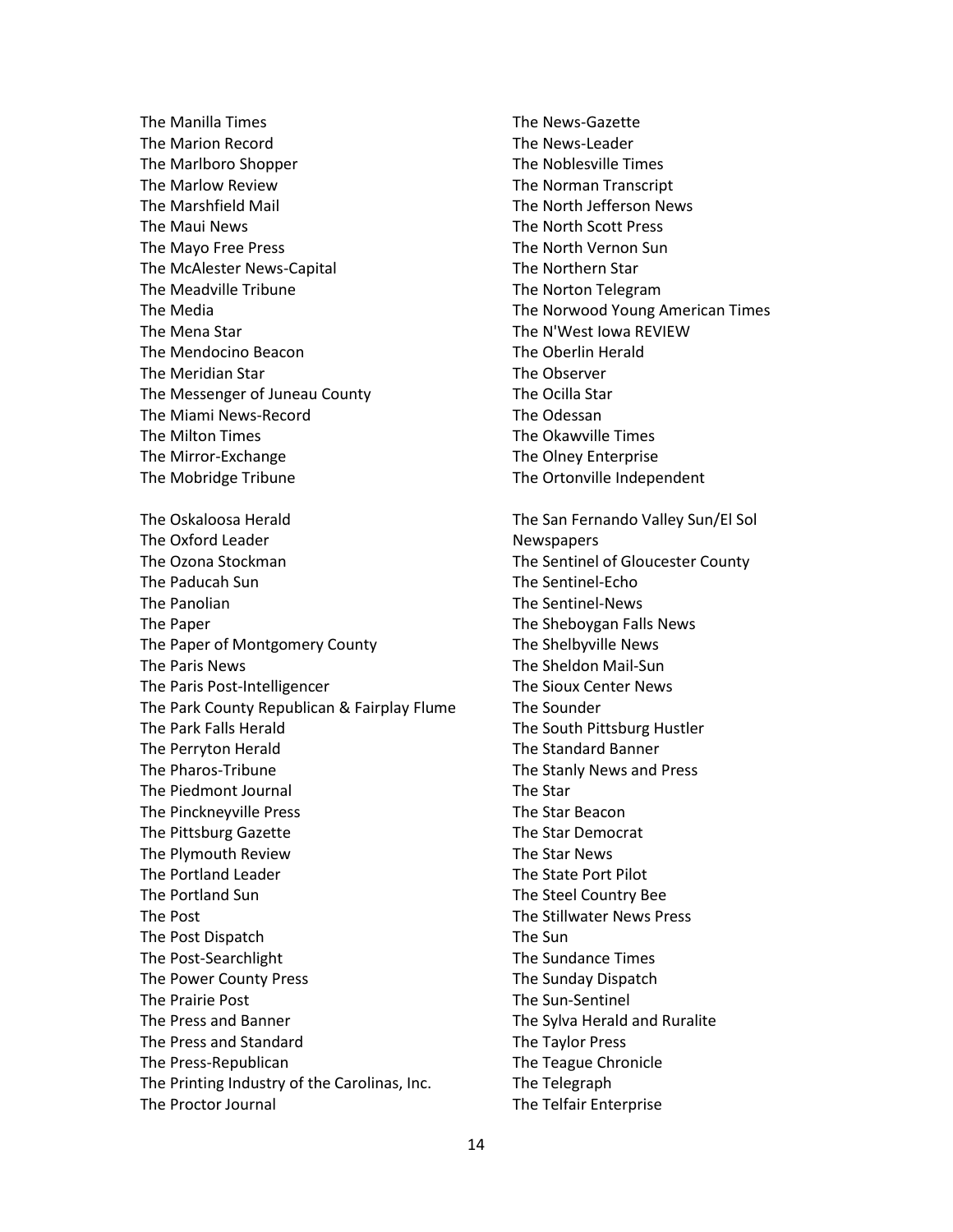The Manilla Times
The Marion Record
The Marlboro Shopper
The Marlow Review
The Marshfield Mail
The Maui News
The Mayo Free Press
The McAlester News-Capital
The Meadville Tribune
The Media
The Mena Star
The Mendocino Beacon
The Meridian Star
The Messenger of Juneau County
The Miami News-Record
The Milton Times
The Mirror-Exchange
The Mobridge Tribune

The News-Gazette
The News-Leader
The Noblesville Times
The Norman Transcript
The North Jefferson News
The North Scott Press
The North Vernon Sun
The Northern Star
The Norton Telegram
The Norwood Young American Times
The N'West Iowa REVIEW
The Oberlin Herald
The Observer
The Ocilla Star
The Odessan
The Okawville Times
The Olney Enterprise
The Ortonville Independent

The Oskaloosa Herald
The Oxford Leader
The Ozona Stockman
The Paducah Sun
The Panolian
The Paper
The Paper of Montgomery County
The Paris News
The Paris Post-Intelligencer
The Park County Republican & Fairplay Flume
The Park Falls Herald
The Perryton Herald
The Pharos-Tribune
The Piedmont Journal
The Pinckneyville Press
The Pittsburg Gazette
The Plymouth Review
The Portland Leader
The Portland Sun
The Post
The Post Dispatch
The Post-Searchlight
The Power County Press
The Prairie Post
The Press and Banner
The Press and Standard
The Press-Republican
The Printing Industry of the Carolinas, Inc.
The Proctor Journal

The San Fernando Valley Sun/El Sol Newspapers
The Sentinel of Gloucester County
The Sentinel-Echo
The Sentinel-News
The Sheboygan Falls News
The Shelbyville News
The Sheldon Mail-Sun
The Sioux Center News
The Sounder
The South Pittsburg Hustler
The Standard Banner
The Stanly News and Press
The Star
The Star Beacon
The Star Democrat
The Star News
The State Port Pilot
The Steel Country Bee
The Stillwater News Press
The Sun
The Sundance Times
The Sunday Dispatch
The Sun-Sentinel
The Sylva Herald and Ruralite
The Taylor Press
The Teague Chronicle
The Telegraph
The Telfair Enterprise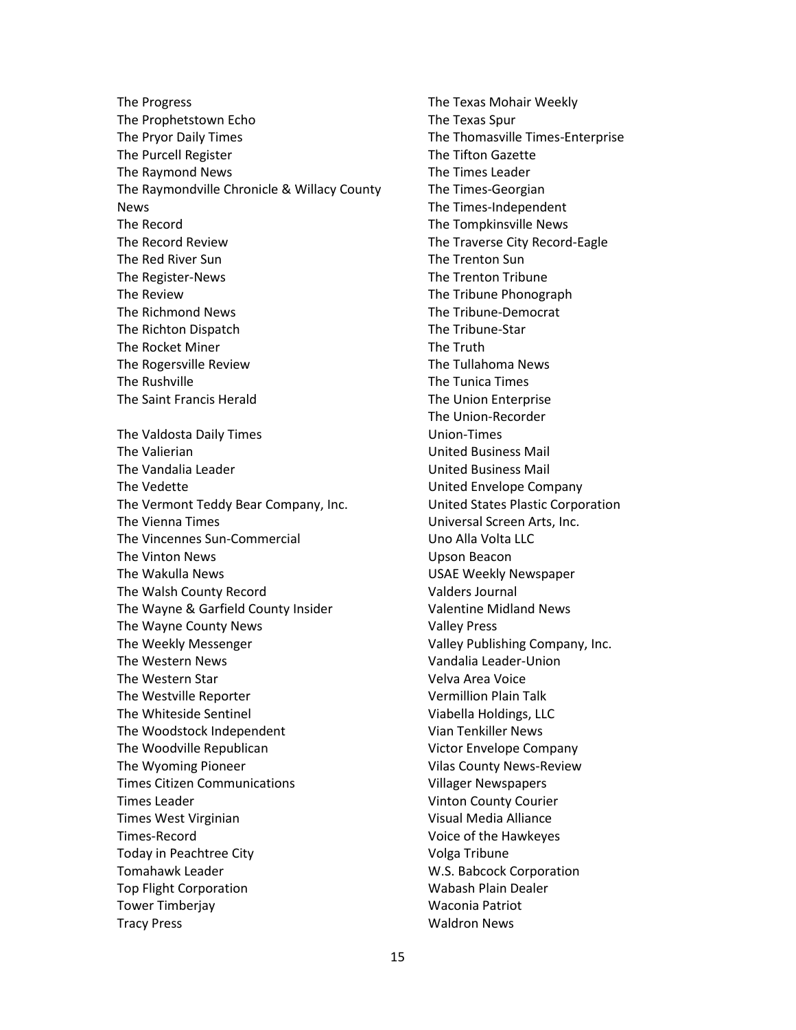The Progress
The Prophetstown Echo
The Pryor Daily Times
The Purcell Register
The Raymond News
The Raymondville Chronicle & Willacy County News
The Record
The Record Review
The Red River Sun
The Register-News
The Review
The Richmond News
The Richton Dispatch
The Rocket Miner
The Rogersville Review
The Rushville
The Saint Francis Herald

The Valdosta Daily Times
The Valierian
The Vandalia Leader
The Vedette
The Vermont Teddy Bear Company, Inc.
The Vienna Times
The Vincennes Sun-Commercial
The Vinton News
The Wakulla News
The Walsh County Record
The Wayne & Garfield County Insider
The Wayne County News
The Weekly Messenger
The Western News
The Western Star
The Westville Reporter
The Whiteside Sentinel
The Woodstock Independent
The Woodville Republican
The Wyoming Pioneer
Times Citizen Communications
Times Leader
Times West Virginian
Times-Record
Today in Peachtree City
Tomahawk Leader
Top Flight Corporation
Tower Timberjay
Tracy Press

The Texas Mohair Weekly
The Texas Spur
The Thomasville Times-Enterprise
The Tifton Gazette
The Times Leader
The Times-Georgian
The Times-Independent
The Tompkinsville News
The Traverse City Record-Eagle
The Trenton Sun
The Trenton Tribune
The Tribune Phonograph
The Tribune-Democrat
The Tribune-Star
The Truth
The Tullahoma News
The Tunica Times
The Union Enterprise
The Union-Recorder
Union-Times
United Business Mail
United Business Mail
United Envelope Company
United States Plastic Corporation
Universal Screen Arts, Inc.
Uno Alla Volta LLC
Upson Beacon
USAE Weekly Newspaper
Valders Journal
Valentine Midland News
Valley Press
Valley Publishing Company, Inc.
Vandalia Leader-Union
Velva Area Voice
Vermillion Plain Talk
Viabella Holdings, LLC
Vian Tenkiller News
Victor Envelope Company
Vilas County News-Review
Villager Newspapers
Vinton County Courier
Visual Media Alliance
Voice of the Hawkeyes
Volga Tribune
W.S. Babcock Corporation
Wabash Plain Dealer
Waconia Patriot
Waldron News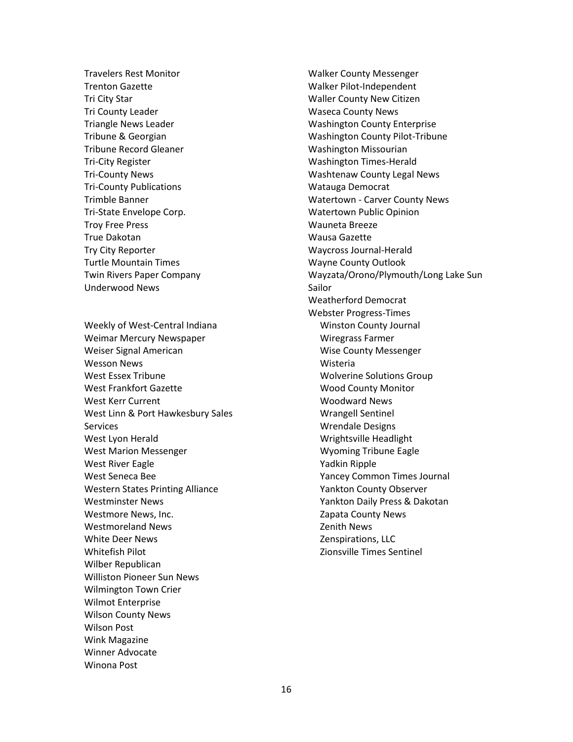Travelers Rest Monitor
Trenton Gazette
Tri City Star
Tri County Leader
Triangle News Leader
Tribune & Georgian
Tribune Record Gleaner
Tri-City Register
Tri-County News
Tri-County Publications
Trimble Banner
Tri-State Envelope Corp.
Troy Free Press
True Dakotan
Try City Reporter
Turtle Mountain Times
Twin Rivers Paper Company
Underwood News

Walker County Messenger
Walker Pilot-Independent
Waller County New Citizen
Waseca County News
Washington County Enterprise
Washington County Pilot-Tribune
Washington Missourian
Washington Times-Herald
Washtenaw County Legal News
Watauga Democrat
Watertown - Carver County News
Watertown Public Opinion
Wauneta Breeze
Wausa Gazette
Waycross Journal-Herald
Wayne County Outlook
Wayzata/Orono/Plymouth/Long Lake Sun Sailor
Weatherford Democrat
Webster Progress-Times

Weekly of West-Central Indiana
Weimar Mercury Newspaper
Weiser Signal American
Wesson News
West Essex Tribune
West Frankfort Gazette
West Kerr Current
West Linn & Port Hawkesbury Sales Services
West Lyon Herald
West Marion Messenger
West River Eagle
West Seneca Bee
Western States Printing Alliance
Westminster News
Westmore News, Inc.
Westmoreland News
White Deer News
Whitefish Pilot
Wilber Republican
Williston Pioneer Sun News
Wilmington Town Crier
Wilmot Enterprise
Wilson County News
Wilson Post
Wink Magazine
Winner Advocate
Winona Post

Winston County Journal
Wiregrass Farmer
Wise County Messenger
Wisteria
Wolverine Solutions Group
Wood County Monitor
Woodward News
Wrangell Sentinel
Wrendale Designs
Wrightsville Headlight
Wyoming Tribune Eagle
Yadkin Ripple
Yancey Common Times Journal
Yankton County Observer
Yankton Daily Press & Dakotan
Zapata County News
Zenith News
Zenspirations, LLC
Zionsville Times Sentinel